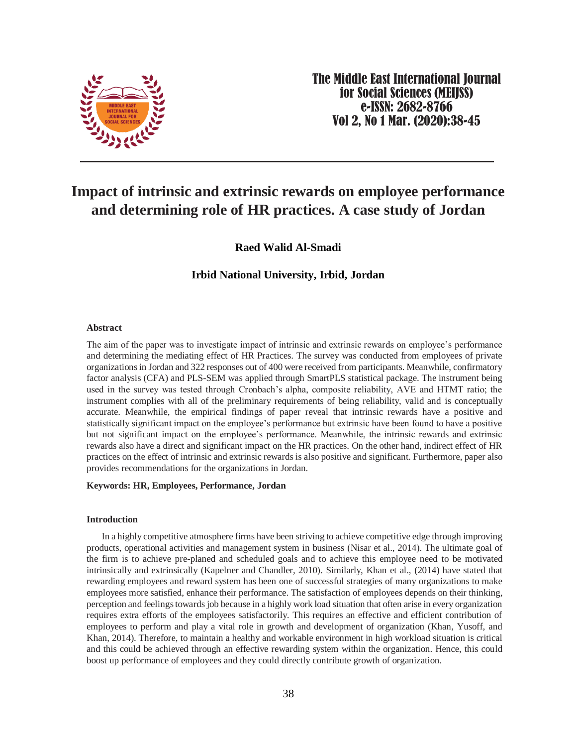# Impact of intrinsic and extrinsic rewards on employee performance and determining role of HR practices. A case study of Jordan

**Raed Walid Al-Smadi**

**Irbid National University, Irbid, Jordan**

### Abstract

The aim of the paper was to investigate impact of intrinsic and extrinsic rewards on employee's performance and determining the mediating effect of HR Practices. The survey was conducted from employees of private organizations in Jordan and 322 responses out of 400 were received from participants. Meanwhile, confirmatory factor analysis (CFA) and PLS-SEM was applied through SmartPLS statistical package. The instrument being used in the survey was tested through Cronbach's alpha, composite reliability, AVE and HTMT ratio; the instrument complies with all of the preliminary requirements of being reliability, valid and is conceptually accurate. Meanwhile, the empirical findings of paper reveal that intrinsic rewards have a positive and statistically significant impact on the employee's performance but extrinsic have been found to have a positive but not significant impact on the employee's performance. Meanwhile, the intrinsic rewards and extrinsic rewards also have a direct and significant impact on the HR practices. On the other hand, indirect effect of HR practices on the effect of intrinsic and extrinsic rewards is also positive and significant. Furthermore, paper also provides recommendations for the organizations in Jordan.

**Keywords: HR, Employees, Performance, Jordan**

### Introduction

In a highly competitive atmosphere firms have been striving to achieve competitive edge through improving products, operational activities and management system in business (Nisar et al., 2014). The ultimate goal of the firm is to achieve pre-planed and scheduled goals and to achieve this employee need to be motivated intrinsically and extrinsically (Kapelner and Chandler, 2010). Similarly, Khan et al., (2014) have stated that rewarding employees and reward system has been one of successful strategies of many organizations to make employees more satisfied, enhance their performance. The satisfaction of employees depends on their thinking, perception and feelings towards job because in a highly work load situation that often arise in every organization requires extra efforts of the employees satisfactorily. This requires an effective and efficient contribution of employees to perform and play a vital role in growth and development of organization (Khan, Yusoff, and Khan, 2014). Therefore, to maintain a healthy and workable environment in high workload situation is critical and this could be achieved through an effective rewarding system within the organization. Hence, this could boost up performance of employees and they could directly contribute growth of organization.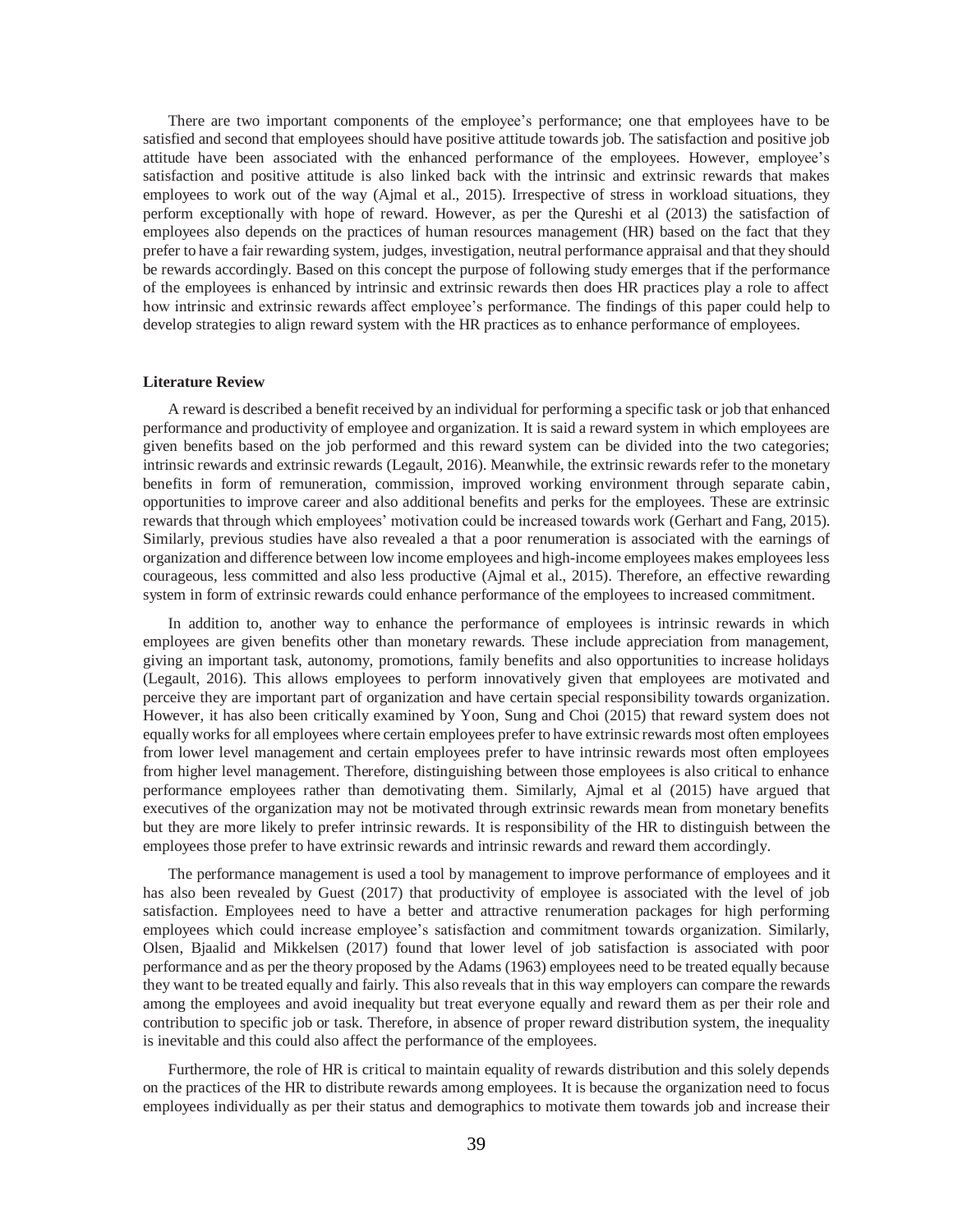There are two important components of the employee's performance; one that employees have to be satisfied and second that employees should have positive attitude towards job. The satisfaction and positive job attitude have been associated with the enhanced performance of the employees. However, employee's satisfaction and positive attitude is also linked back with the intrinsic and extrinsic rewards that makes employees to work out of the way (Ajmal et al., 2015). Irrespective of stress in workload situations, they perform exceptionally with hope of reward. However, as per the Qureshi et al (2013) the satisfaction of employees also depends on the practices of human resources management (HR) based on the fact that they prefer to have a fair rewarding system, judges, investigation, neutral performance appraisal and that they should be rewards accordingly. Based on this concept the purpose of following study emerges that if the performance of the employees is enhanced by intrinsic and extrinsic rewards then does HR practices play a role to affect how intrinsic and extrinsic rewards affect employee's performance. The findings of this paper could help to develop strategies to align reward system with the HR practices as to enhance performance of employees.

**Literature Review**

A reward is described a benefit received by an individual for performing a specific task or job that enhanced performance and productivity of employee and organization. It is said a reward system in which employees are given benefits based on the job performed and this reward system can be divided into the two categories; intrinsic rewards and extrinsic rewards (Legault, 2016). Meanwhile, the extrinsic rewards refer to the monetary benefits in form of remuneration, commission, improved working environment through separate cabin, opportunities to improve career and also additional benefits and perks for the employees. These are extrinsic rewards that through which employees' motivation could be increased towards work (Gerhart and Fang, 2015). Similarly, previous studies have also revealed a that a poor renumeration is associated with the earnings of organization and difference between low income employees and high-income employees makes employees less courageous, less committed and also less productive (Ajmal et al., 2015). Therefore, an effective rewarding system in form of extrinsic rewards could enhance performance of the employees to increased commitment.

In addition to, another way to enhance the performance of employees is intrinsic rewards in which employees are given benefits other than monetary rewards. These include appreciation from management, giving an important task, autonomy, promotions, family benefits and also opportunities to increase holidays (Legault, 2016). This allows employees to perform innovatively given that employees are motivated and perceive they are important part of organization and have certain special responsibility towards organization. However, it has also been critically examined by Yoon, Sung and Choi (2015) that reward system does not equally works for all employees where certain employees prefer to have extrinsic rewards most often employees from lower level management and certain employees prefer to have intrinsic rewards most often employees from higher level management. Therefore, distinguishing between those employees is also critical to enhance performance employees rather than demotivating them. Similarly, Ajmal et al (2015) have argued that executives of the organization may not be motivated through extrinsic rewards mean from monetary benefits but they are more likely to prefer intrinsic rewards. It is responsibility of the HR to distinguish between the employees those prefer to have extrinsic rewards and intrinsic rewards and reward them accordingly.

The performance management is used a tool by management to improve performance of employees and it has also been revealed by Guest (2017) that productivity of employee is associated with the level of job satisfaction. Employees need to have a better and attractive renumeration packages for high performing employees which could increase employee's satisfaction and commitment towards organization. Similarly, Olsen, Bjaalid and Mikkelsen (2017) found that lower level of job satisfaction is associated with poor performance and as per the theory proposed by the Adams (1963) employees need to be treated equally because they want to be treated equally and fairly. This also reveals that in this way employers can compare the rewards among the employees and avoid inequality but treat everyone equally and reward them as per their role and contribution to specific job or task. Therefore, in absence of proper reward distribution system, the inequality is inevitable and this could also affect the performance of the employees.

Furthermore, the role of HR is critical to maintain equality of rewards distribution and this solely depends on the practices of the HR to distribute rewards among employees. It is because the organization need to focus employees individually as per their status and demographics to motivate them towards job and increase their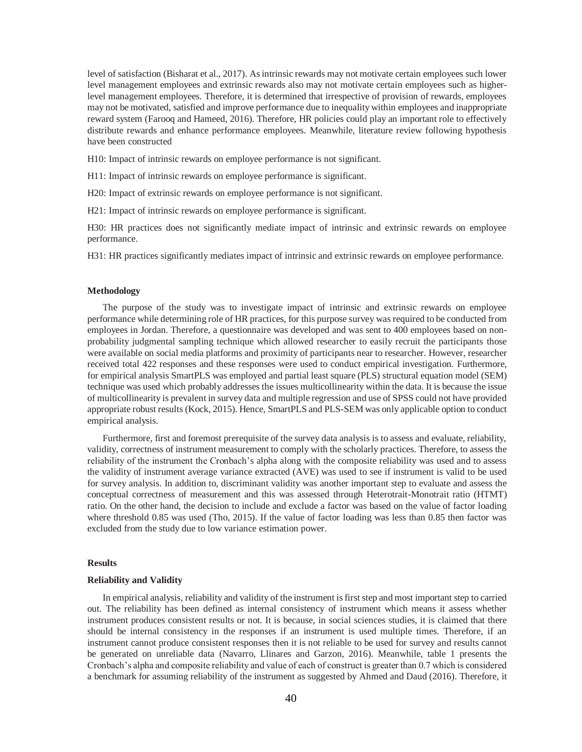level of satisfaction (Bisharat et al., 2017). As intrinsic rewards may not motivate certain employees such lower level management employees and extrinsic rewards also may not motivate certain employees such as higher-level management employees. Therefore, it is determined that irrespective of provision of rewards, employees may not be motivated, satisfied and improve performance due to inequality within employees and inappropriate reward system (Farooq and Hameed, 2016). Therefore, HR policies could play an important role to effectively distribute rewards and enhance performance employees. Meanwhile, literature review following hypothesis have been constructed

H10: Impact of intrinsic rewards on employee performance is not significant.

H11: Impact of intrinsic rewards on employee performance is significant.

H20: Impact of extrinsic rewards on employee performance is not significant.

H21: Impact of intrinsic rewards on employee performance is significant.

H30: HR practices does not significantly mediate impact of intrinsic and extrinsic rewards on employee performance.

H31: HR practices significantly mediates impact of intrinsic and extrinsic rewards on employee performance.

### Methodology

The purpose of the study was to investigate impact of intrinsic and extrinsic rewards on employee performance while determining role of HR practices, for this purpose survey was required to be conducted from employees in Jordan. Therefore, a questionnaire was developed and was sent to 400 employees based on non-probability judgmental sampling technique which allowed researcher to easily recruit the participants those were available on social media platforms and proximity of participants near to researcher. However, researcher received total 422 responses and these responses were used to conduct empirical investigation. Furthermore, for empirical analysis SmartPLS was employed and partial least square (PLS) structural equation model (SEM) technique was used which probably addresses the issues multicollinearity within the data. It is because the issue of multicollinearity is prevalent in survey data and multiple regression and use of SPSS could not have provided appropriate robust results (Kock, 2015). Hence, SmartPLS and PLS-SEM was only applicable option to conduct empirical analysis.

Furthermore, first and foremost prerequisite of the survey data analysis is to assess and evaluate, reliability, validity, correctness of instrument measurement to comply with the scholarly practices. Therefore, to assess the reliability of the instrument the Cronbach's alpha along with the composite reliability was used and to assess the validity of instrument average variance extracted (AVE) was used to see if instrument is valid to be used for survey analysis. In addition to, discriminant validity was another important step to evaluate and assess the conceptual correctness of measurement and this was assessed through Heterotrait-Monotrait ratio (HTMT) ratio. On the other hand, the decision to include and exclude a factor was based on the value of factor loading where threshold 0.85 was used (Tho, 2015). If the value of factor loading was less than 0.85 then factor was excluded from the study due to low variance estimation power.

### Results

#### Reliability and Validity

In empirical analysis, reliability and validity of the instrument is first step and most important step to carried out. The reliability has been defined as internal consistency of instrument which means it assess whether instrument produces consistent results or not. It is because, in social sciences studies, it is claimed that there should be internal consistency in the responses if an instrument is used multiple times. Therefore, if an instrument cannot produce consistent responses then it is not reliable to be used for survey and results cannot be generated on unreliable data (Navarro, Llinares and Garzon, 2016). Meanwhile, table 1 presents the Cronbach's alpha and composite reliability and value of each of construct is greater than 0.7 which is considered a benchmark for assuming reliability of the instrument as suggested by Ahmed and Daud (2016). Therefore, it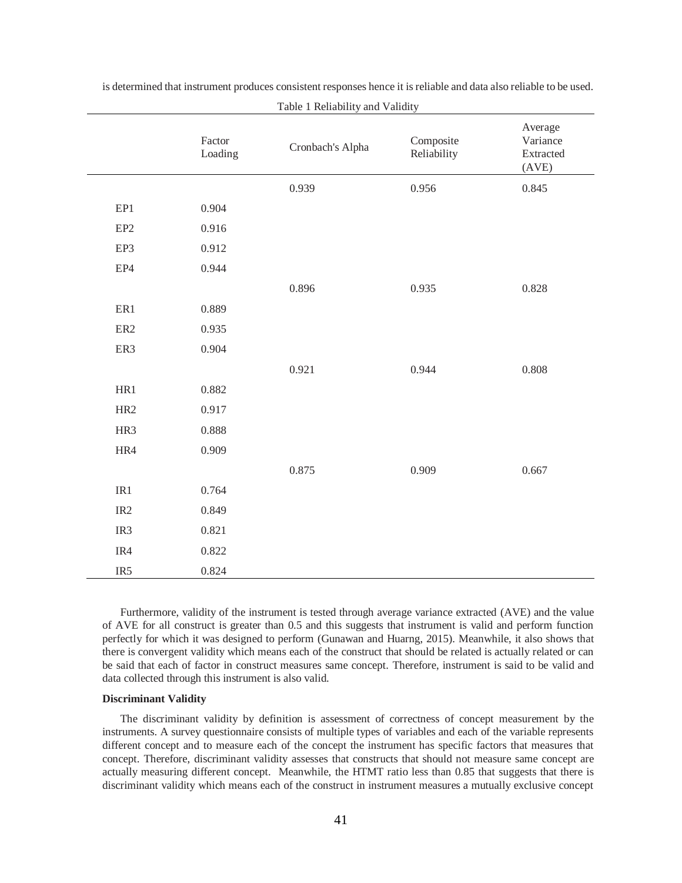is determined that instrument produces consistent responses hence it is reliable and data also reliable to be used.

Table 1 Reliability and Validity

| | Factor Loading | Cronbach's Alpha | Composite Reliability | Average Variance Extracted (AVE) |
|---|---|---|---|---|
| | | 0.939 | 0.956 | 0.845 |
| EP1 | 0.904 | | | |
| EP2 | 0.916 | | | |
| EP3 | 0.912 | | | |
| EP4 | 0.944 | | | |
| | | 0.896 | 0.935 | 0.828 |
| ER1 | 0.889 | | | |
| ER2 | 0.935 | | | |
| ER3 | 0.904 | | | |
| | | 0.921 | 0.944 | 0.808 |
| HR1 | 0.882 | | | |
| HR2 | 0.917 | | | |
| HR3 | 0.888 | | | |
| HR4 | 0.909 | | | |
| | | 0.875 | 0.909 | 0.667 |
| IR1 | 0.764 | | | |
| IR2 | 0.849 | | | |
| IR3 | 0.821 | | | |
| IR4 | 0.822 | | | |
| IR5 | 0.824 | | | |

Furthermore, validity of the instrument is tested through average variance extracted (AVE) and the value of AVE for all construct is greater than 0.5 and this suggests that instrument is valid and perform function perfectly for which it was designed to perform (Gunawan and Huarng, 2015). Meanwhile, it also shows that there is convergent validity which means each of the construct that should be related is actually related or can be said that each of factor in construct measures same concept. Therefore, instrument is said to be valid and data collected through this instrument is also valid.

**Discriminant Validity**

The discriminant validity by definition is assessment of correctness of concept measurement by the instruments. A survey questionnaire consists of multiple types of variables and each of the variable represents different concept and to measure each of the concept the instrument has specific factors that measures that concept. Therefore, discriminant validity assesses that constructs that should not measure same concept are actually measuring different concept. Meanwhile, the HTMT ratio less than 0.85 that suggests that there is discriminant validity which means each of the construct in instrument measures a mutually exclusive concept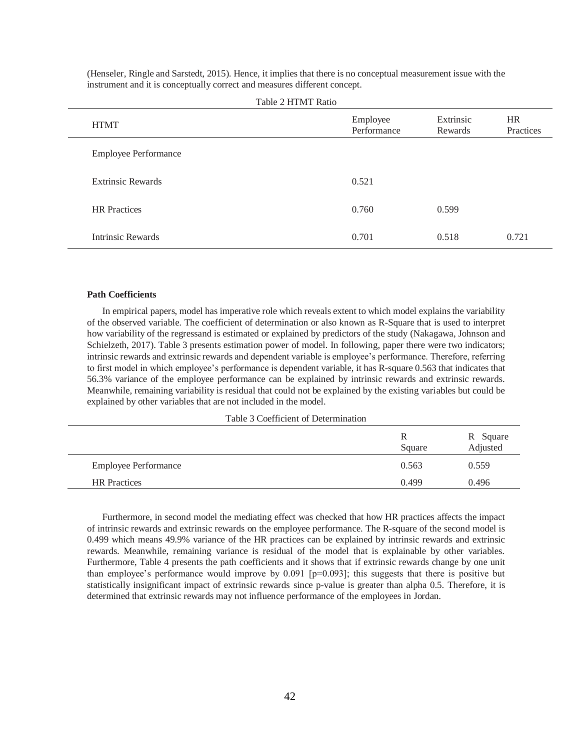(Henseler, Ringle and Sarstedt, 2015). Hence, it implies that there is no conceptual measurement issue with the instrument and it is conceptually correct and measures different concept.

Table 2 HTMT Ratio

| HTMT | Employee Performance | Extrinsic Rewards | HR Practices |
|---|---|---|---|
| Employee Performance | | | |
| Extrinsic Rewards | 0.521 | | |
| HR Practices | 0.760 | 0.599 | |
| Intrinsic Rewards | 0.701 | 0.518 | 0.721 |

**Path Coefficients**

In empirical papers, model has imperative role which reveals extent to which model explains the variability of the observed variable. The coefficient of determination or also known as R-Square that is used to interpret how variability of the regressand is estimated or explained by predictors of the study (Nakagawa, Johnson and Schielzeth, 2017). Table 3 presents estimation power of model. In following, paper there were two indicators; intrinsic rewards and extrinsic rewards and dependent variable is employee's performance. Therefore, referring to first model in which employee's performance is dependent variable, it has R-square 0.563 that indicates that 56.3% variance of the employee performance can be explained by intrinsic rewards and extrinsic rewards. Meanwhile, remaining variability is residual that could not be explained by the existing variables but could be explained by other variables that are not included in the model.

Table 3 Coefficient of Determination

| | R Square | R Square Adjusted |
|---|---|---|
| Employee Performance | 0.563 | 0.559 |
| HR Practices | 0.499 | 0.496 |

Furthermore, in second model the mediating effect was checked that how HR practices affects the impact of intrinsic rewards and extrinsic rewards on the employee performance. The R-square of the second model is 0.499 which means 49.9% variance of the HR practices can be explained by intrinsic rewards and extrinsic rewards. Meanwhile, remaining variance is residual of the model that is explainable by other variables. Furthermore, Table 4 presents the path coefficients and it shows that if extrinsic rewards change by one unit than employee's performance would improve by 0.091 [p=0.093]; this suggests that there is positive but statistically insignificant impact of extrinsic rewards since p-value is greater than alpha 0.5. Therefore, it is determined that extrinsic rewards may not influence performance of the employees in Jordan.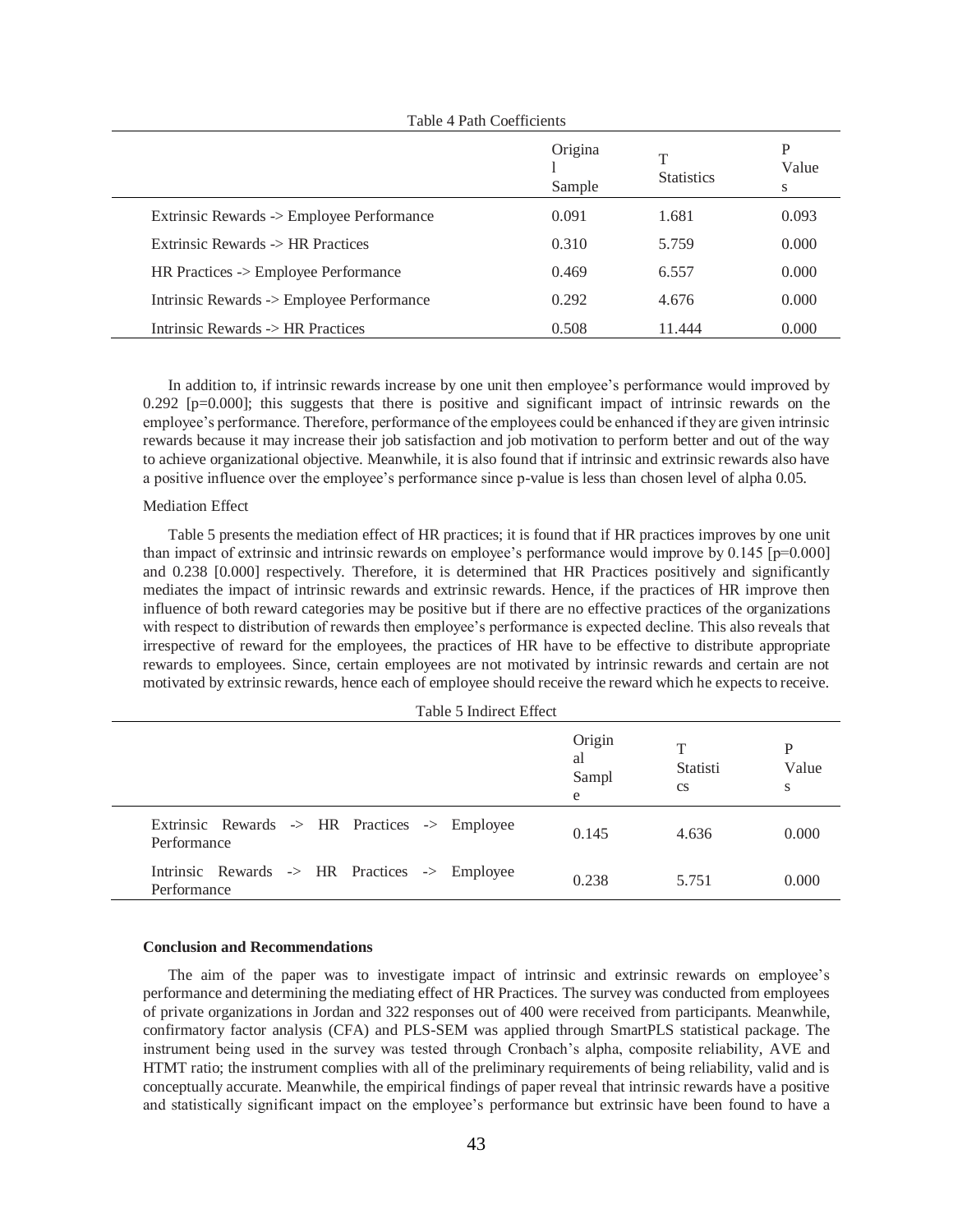Table 4 Path Coefficients

| | Original Sample | T Statistics | P Values |
|---|---|---|---|
| Extrinsic Rewards -> Employee Performance | 0.091 | 1.681 | 0.093 |
| Extrinsic Rewards -> HR Practices | 0.310 | 5.759 | 0.000 |
| HR Practices -> Employee Performance | 0.469 | 6.557 | 0.000 |
| Intrinsic Rewards -> Employee Performance | 0.292 | 4.676 | 0.000 |
| Intrinsic Rewards -> HR Practices | 0.508 | 11.444 | 0.000 |

In addition to, if intrinsic rewards increase by one unit then employee's performance would improved by 0.292 [p=0.000]; this suggests that there is positive and significant impact of intrinsic rewards on the employee's performance. Therefore, performance of the employees could be enhanced if they are given intrinsic rewards because it may increase their job satisfaction and job motivation to perform better and out of the way to achieve organizational objective. Meanwhile, it is also found that if intrinsic and extrinsic rewards also have a positive influence over the employee's performance since p-value is less than chosen level of alpha 0.05.

Mediation Effect

Table 5 presents the mediation effect of HR practices; it is found that if HR practices improves by one unit than impact of extrinsic and intrinsic rewards on employee's performance would improve by 0.145 [p=0.000] and 0.238 [0.000] respectively. Therefore, it is determined that HR Practices positively and significantly mediates the impact of intrinsic rewards and extrinsic rewards. Hence, if the practices of HR improve then influence of both reward categories may be positive but if there are no effective practices of the organizations with respect to distribution of rewards then employee's performance is expected decline. This also reveals that irrespective of reward for the employees, the practices of HR have to be effective to distribute appropriate rewards to employees. Since, certain employees are not motivated by intrinsic rewards and certain are not motivated by extrinsic rewards, hence each of employee should receive the reward which he expects to receive.

Table 5 Indirect Effect

| | Original Sample | T Statistics | P Values |
|---|---|---|---|
| Extrinsic Rewards -> HR Practices -> Employee Performance | 0.145 | 4.636 | 0.000 |
| Intrinsic Rewards -> HR Practices -> Employee Performance | 0.238 | 5.751 | 0.000 |

**Conclusion and Recommendations**

The aim of the paper was to investigate impact of intrinsic and extrinsic rewards on employee's performance and determining the mediating effect of HR Practices. The survey was conducted from employees of private organizations in Jordan and 322 responses out of 400 were received from participants. Meanwhile, confirmatory factor analysis (CFA) and PLS-SEM was applied through SmartPLS statistical package. The instrument being used in the survey was tested through Cronbach's alpha, composite reliability, AVE and HTMT ratio; the instrument complies with all of the preliminary requirements of being reliability, valid and is conceptually accurate. Meanwhile, the empirical findings of paper reveal that intrinsic rewards have a positive and statistically significant impact on the employee's performance but extrinsic have been found to have a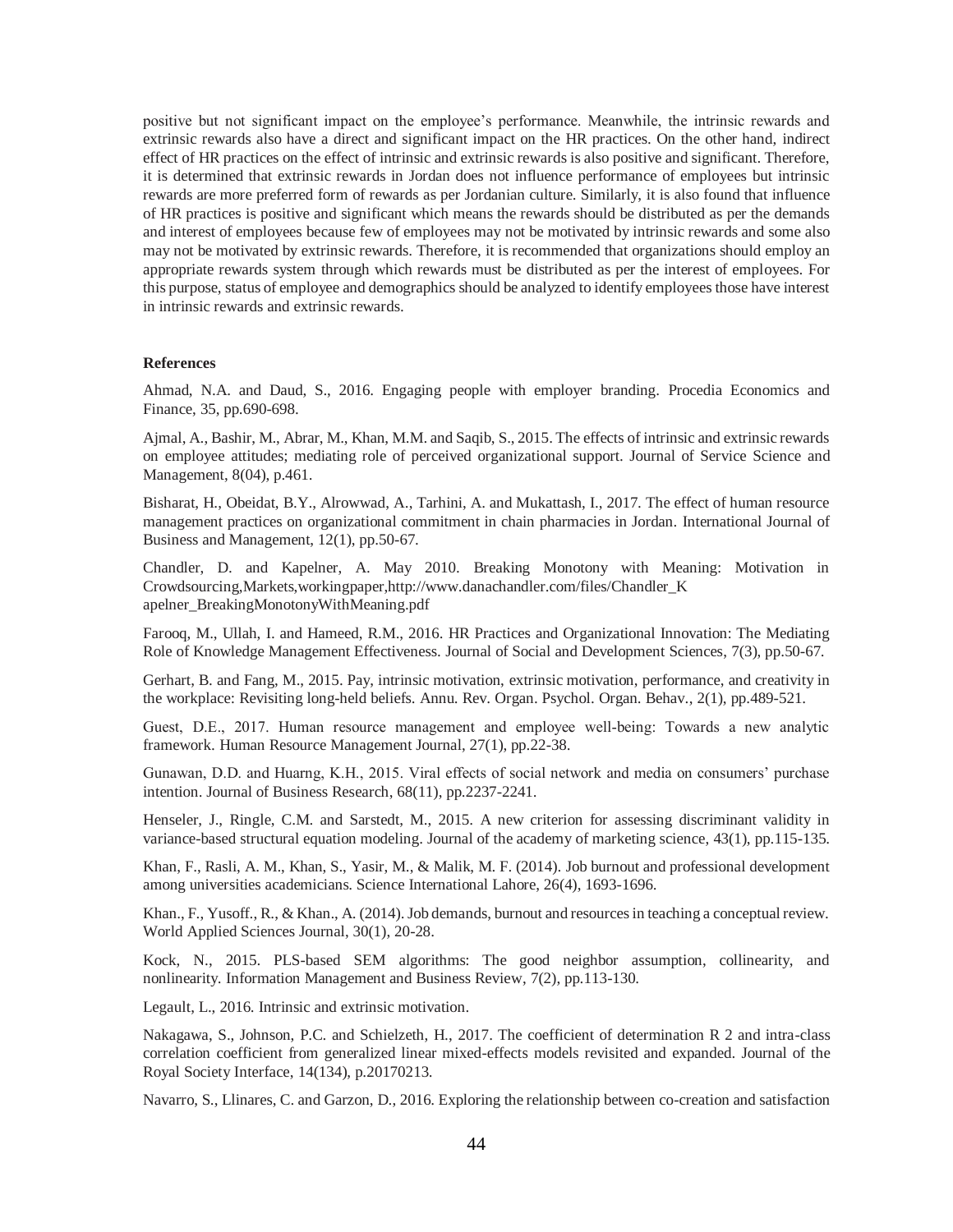positive but not significant impact on the employee's performance. Meanwhile, the intrinsic rewards and extrinsic rewards also have a direct and significant impact on the HR practices. On the other hand, indirect effect of HR practices on the effect of intrinsic and extrinsic rewards is also positive and significant. Therefore, it is determined that extrinsic rewards in Jordan does not influence performance of employees but intrinsic rewards are more preferred form of rewards as per Jordanian culture. Similarly, it is also found that influence of HR practices is positive and significant which means the rewards should be distributed as per the demands and interest of employees because few of employees may not be motivated by intrinsic rewards and some also may not be motivated by extrinsic rewards. Therefore, it is recommended that organizations should employ an appropriate rewards system through which rewards must be distributed as per the interest of employees. For this purpose, status of employee and demographics should be analyzed to identify employees those have interest in intrinsic rewards and extrinsic rewards.

**References**

Ahmad, N.A. and Daud, S., 2016. Engaging people with employer branding. Procedia Economics and Finance, 35, pp.690-698.

Ajmal, A., Bashir, M., Abrar, M., Khan, M.M. and Saqib, S., 2015. The effects of intrinsic and extrinsic rewards on employee attitudes; mediating role of perceived organizational support. Journal of Service Science and Management, 8(04), p.461.

Bisharat, H., Obeidat, B.Y., Alrowwad, A., Tarhini, A. and Mukattash, I., 2017. The effect of human resource management practices on organizational commitment in chain pharmacies in Jordan. International Journal of Business and Management, 12(1), pp.50-67.

Chandler, D. and Kapelner, A. May 2010. Breaking Monotony with Meaning: Motivation in Crowdsourcing,Markets,workingpaper,http://www.danachandler.com/files/Chandler_K apelner_BreakingMonotonyWithMeaning.pdf

Farooq, M., Ullah, I. and Hameed, R.M., 2016. HR Practices and Organizational Innovation: The Mediating Role of Knowledge Management Effectiveness. Journal of Social and Development Sciences, 7(3), pp.50-67.

Gerhart, B. and Fang, M., 2015. Pay, intrinsic motivation, extrinsic motivation, performance, and creativity in the workplace: Revisiting long-held beliefs. Annu. Rev. Organ. Psychol. Organ. Behav., 2(1), pp.489-521.

Guest, D.E., 2017. Human resource management and employee well-being: Towards a new analytic framework. Human Resource Management Journal, 27(1), pp.22-38.

Gunawan, D.D. and Huarng, K.H., 2015. Viral effects of social network and media on consumers' purchase intention. Journal of Business Research, 68(11), pp.2237-2241.

Henseler, J., Ringle, C.M. and Sarstedt, M., 2015. A new criterion for assessing discriminant validity in variance-based structural equation modeling. Journal of the academy of marketing science, 43(1), pp.115-135.

Khan, F., Rasli, A. M., Khan, S., Yasir, M., & Malik, M. F. (2014). Job burnout and professional development among universities academicians. Science International Lahore, 26(4), 1693-1696.

Khan., F., Yusoff., R., & Khan., A. (2014). Job demands, burnout and resources in teaching a conceptual review. World Applied Sciences Journal, 30(1), 20-28.

Kock, N., 2015. PLS-based SEM algorithms: The good neighbor assumption, collinearity, and nonlinearity. Information Management and Business Review, 7(2), pp.113-130.

Legault, L., 2016. Intrinsic and extrinsic motivation.

Nakagawa, S., Johnson, P.C. and Schielzeth, H., 2017. The coefficient of determination R 2 and intra-class correlation coefficient from generalized linear mixed-effects models revisited and expanded. Journal of the Royal Society Interface, 14(134), p.20170213.

Navarro, S., Llinares, C. and Garzon, D., 2016. Exploring the relationship between co-creation and satisfaction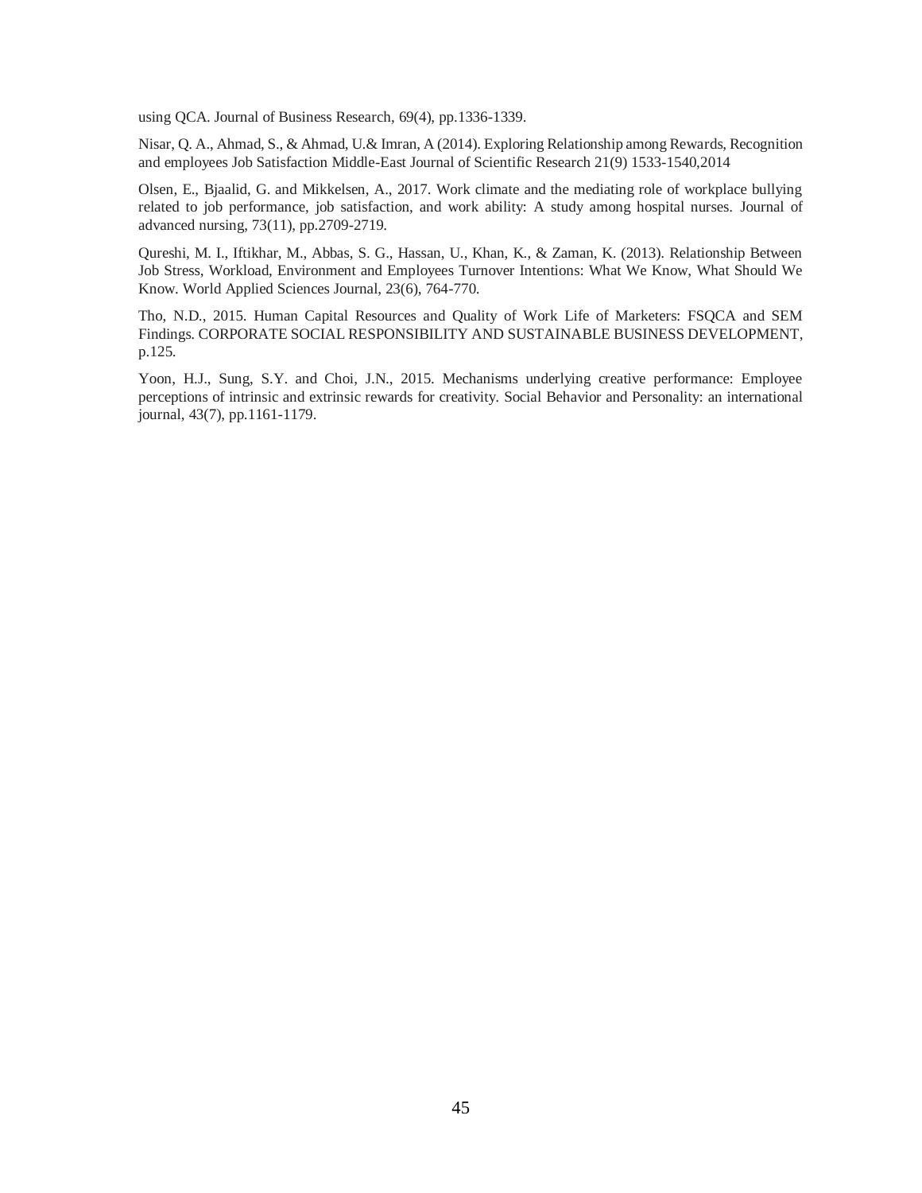using QCA. Journal of Business Research, 69(4), pp.1336-1339.

Nisar, Q. A., Ahmad, S., & Ahmad, U.& Imran, A (2014). Exploring Relationship among Rewards, Recognition and employees Job Satisfaction Middle-East Journal of Scientific Research 21(9) 1533-1540,2014

Olsen, E., Bjaalid, G. and Mikkelsen, A., 2017. Work climate and the mediating role of workplace bullying related to job performance, job satisfaction, and work ability: A study among hospital nurses. Journal of advanced nursing, 73(11), pp.2709-2719.

Qureshi, M. I., Iftikhar, M., Abbas, S. G., Hassan, U., Khan, K., & Zaman, K. (2013). Relationship Between Job Stress, Workload, Environment and Employees Turnover Intentions: What We Know, What Should We Know. World Applied Sciences Journal, 23(6), 764-770.

Tho, N.D., 2015. Human Capital Resources and Quality of Work Life of Marketers: FSQCA and SEM Findings. CORPORATE SOCIAL RESPONSIBILITY AND SUSTAINABLE BUSINESS DEVELOPMENT, p.125.

Yoon, H.J., Sung, S.Y. and Choi, J.N., 2015. Mechanisms underlying creative performance: Employee perceptions of intrinsic and extrinsic rewards for creativity. Social Behavior and Personality: an international journal, 43(7), pp.1161-1179.